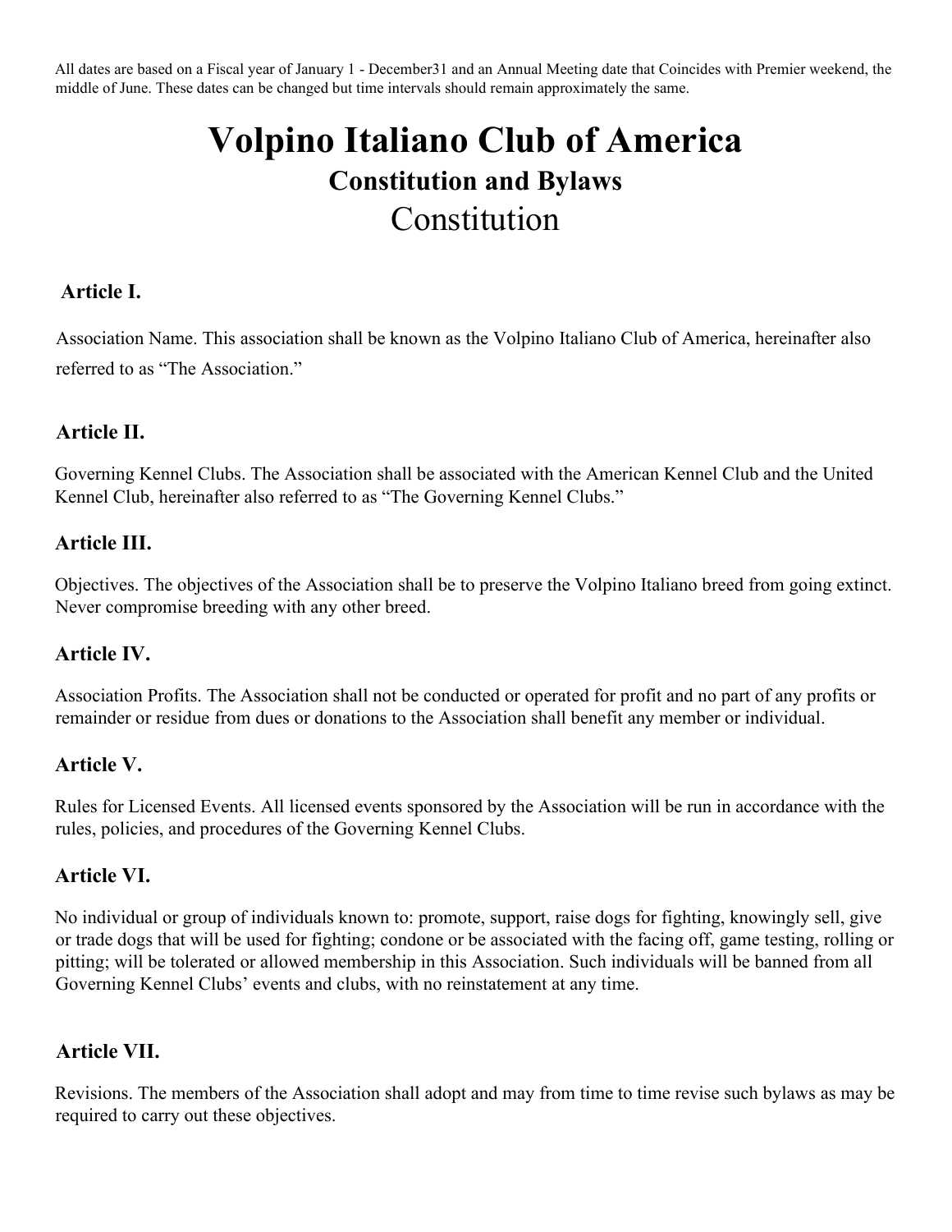All dates are based on a Fiscal year of January 1 - December31 and an Annual Meeting date that Coincides with Premier weekend, the middle of June. These dates can be changed but time intervals should remain approximately the same.

# Volpino Italiano Club of America

## Constitution and Bylaws

## Constitution

### Article I.

Association Name. This association shall be known as the Volpino Italiano Club of America, hereinafter also referred to as “The Association.”

### Article II.

Governing Kennel Clubs. The Association shall be associated with the American Kennel Club and the United Kennel Club, hereinafter also referred to as “The Governing Kennel Clubs.”

### Article III.

Objectives. The objectives of the Association shall be to preserve the Volpino Italiano breed from going extinct. Never compromise breeding with any other breed.

### Article IV.

Association Profits. The Association shall not be conducted or operated for profit and no part of any profits or remainder or residue from dues or donations to the Association shall benefit any member or individual.

### Article V.

Rules for Licensed Events. All licensed events sponsored by the Association will be run in accordance with the rules, policies, and procedures of the Governing Kennel Clubs.

### Article VI.

No individual or group of individuals known to: promote, support, raise dogs for fighting, knowingly sell, give or trade dogs that will be used for fighting; condone or be associated with the facing off, game testing, rolling or pitting; will be tolerated or allowed membership in this Association. Such individuals will be banned from all Governing Kennel Clubs’ events and clubs, with no reinstatement at any time.

### Article VII.

Revisions. The members of the Association shall adopt and may from time to time revise such bylaws as may be required to carry out these objectives.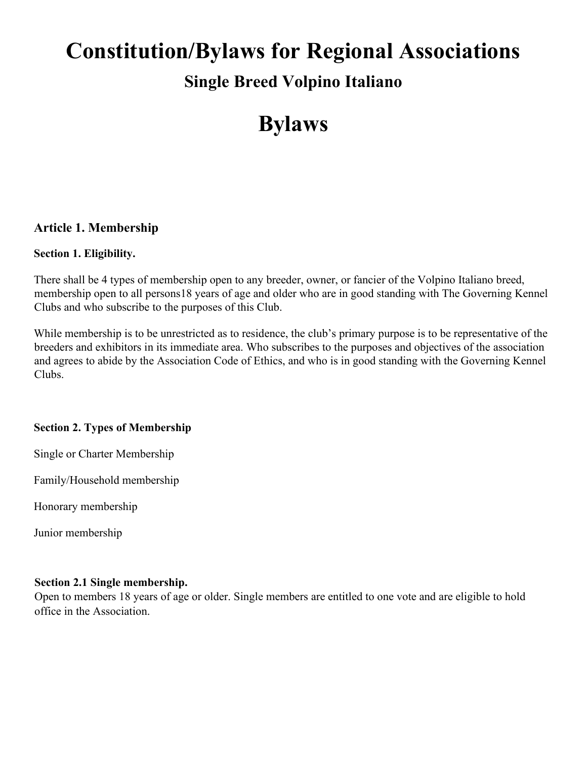# Constitution/Bylaws for Regional Associations

## Single Breed Volpino Italiano

# Bylaws

### Article 1. Membership

**Section 1. Eligibility.**

There shall be 4 types of membership open to any breeder, owner, or fancier of the Volpino Italiano breed, membership open to all persons18 years of age and older who are in good standing with The Governing Kennel Clubs and who subscribe to the purposes of this Club.

While membership is to be unrestricted as to residence, the club's primary purpose is to be representative of the breeders and exhibitors in its immediate area. Who subscribes to the purposes and objectives of the association and agrees to abide by the Association Code of Ethics, and who is in good standing with the Governing Kennel Clubs.

**Section 2. Types of Membership**

Single or Charter Membership

Family/Household membership

Honorary membership

Junior membership

**Section 2.1 Single membership.**
Open to members 18 years of age or older. Single members are entitled to one vote and are eligible to hold office in the Association.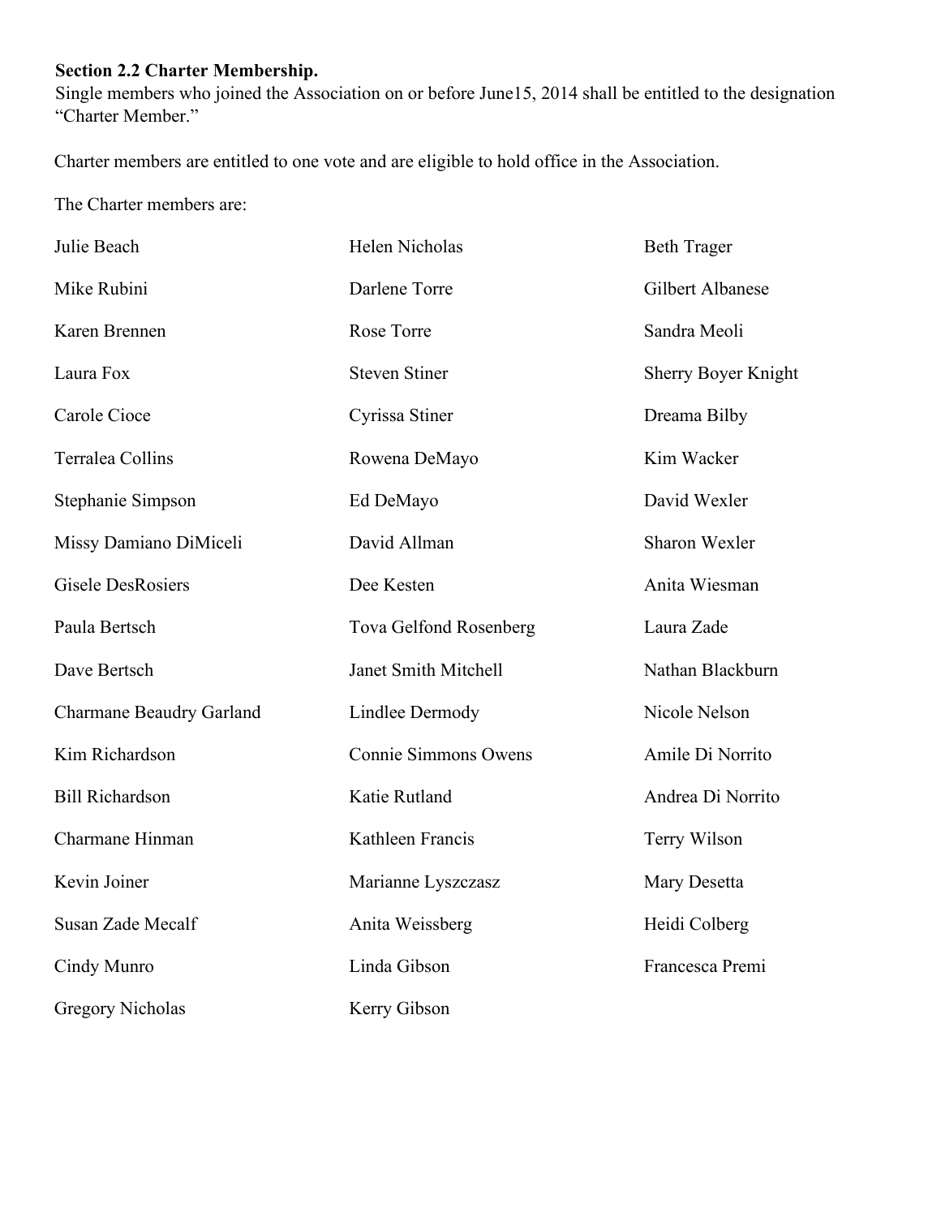**Section 2.2 Charter Membership.**

Single members who joined the Association on or before June15, 2014 shall be entitled to the designation "Charter Member."

Charter members are entitled to one vote and are eligible to hold office in the Association.

The Charter members are:

| | | |
|---|---|---|
| Julie Beach | Helen Nicholas | Beth Trager |
| Mike Rubini | Darlene Torre | Gilbert Albanese |
| Karen Brennen | Rose Torre | Sandra Meoli |
| Laura Fox | Steven Stiner | Sherry Boyer Knight |
| Carole Cioce | Cyrissa Stiner | Dreama Bilby |
| Terralea Collins | Rowena DeMayo | Kim Wacker |
| Stephanie Simpson | Ed DeMayo | David Wexler |
| Missy Damiano DiMiceli | David Allman | Sharon Wexler |
| Gisele DesRosiers | Dee Kesten | Anita Wiesman |
| Paula Bertsch | Tova Gelfond Rosenberg | Laura Zade |
| Dave Bertsch | Janet Smith Mitchell | Nathan Blackburn |
| Charmane Beaudry Garland | Lindlee Dermody | Nicole Nelson |
| Kim Richardson | Connie Simmons Owens | Amile Di Norrito |
| Bill Richardson | Katie Rutland | Andrea Di Norrito |
| Charmane Hinman | Kathleen Francis | Terry Wilson |
| Kevin Joiner | Marianne Lyszczasz | Mary Desetta |
| Susan Zade Mecalf | Anita Weissberg | Heidi Colberg |
| Cindy Munro | Linda Gibson | Francesca Premi |
| Gregory Nicholas | Kerry Gibson | |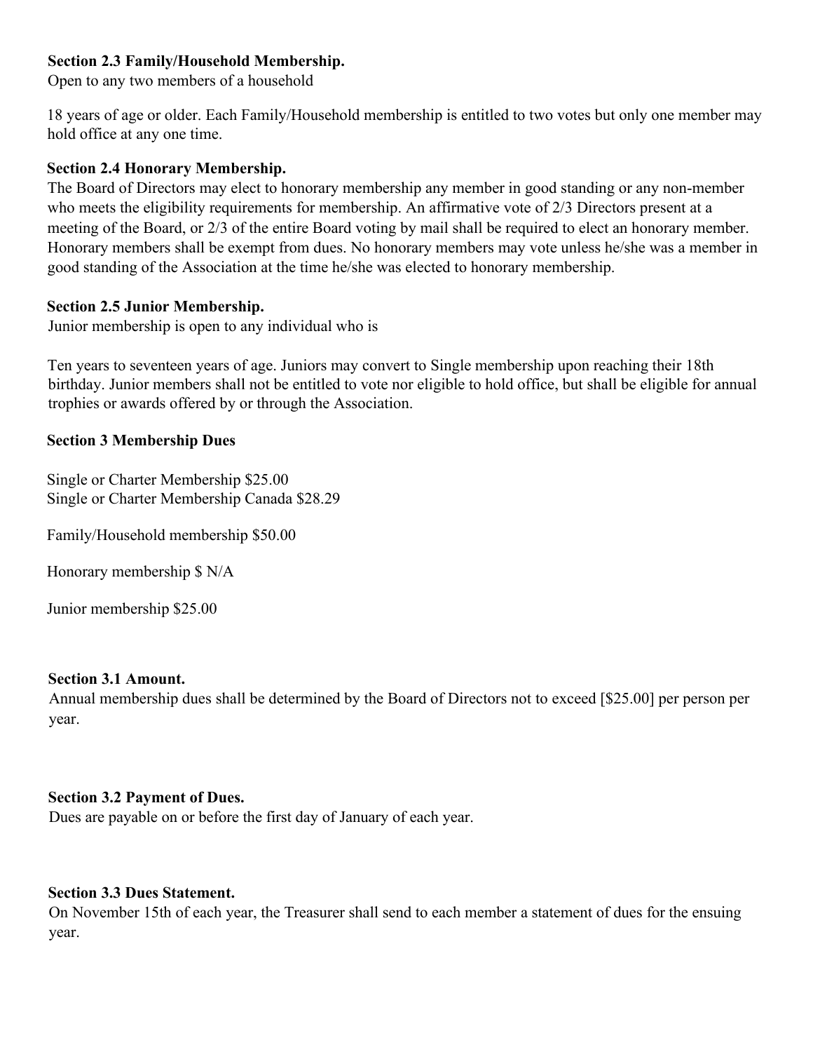**Section 2.3 Family/Household Membership.**
Open to any two members of a household

18 years of age or older. Each Family/Household membership is entitled to two votes but only one member may hold office at any one time.

**Section 2.4 Honorary Membership.**
The Board of Directors may elect to honorary membership any member in good standing or any non-member who meets the eligibility requirements for membership. An affirmative vote of 2/3 Directors present at a meeting of the Board, or 2/3 of the entire Board voting by mail shall be required to elect an honorary member. Honorary members shall be exempt from dues. No honorary members may vote unless he/she was a member in good standing of the Association at the time he/she was elected to honorary membership.

**Section 2.5 Junior Membership.**
Junior membership is open to any individual who is

Ten years to seventeen years of age. Juniors may convert to Single membership upon reaching their 18th birthday. Junior members shall not be entitled to vote nor eligible to hold office, but shall be eligible for annual trophies or awards offered by or through the Association.

**Section 3 Membership Dues**

Single or Charter Membership $25.00
Single or Charter Membership Canada $28.29

Family/Household membership $50.00

Honorary membership $ N/A

Junior membership $25.00

**Section 3.1 Amount.**
Annual membership dues shall be determined by the Board of Directors not to exceed [$25.00] per person per year.

**Section 3.2 Payment of Dues.**
Dues are payable on or before the first day of January of each year.

**Section 3.3 Dues Statement.**
On November 15th of each year, the Treasurer shall send to each member a statement of dues for the ensuing year.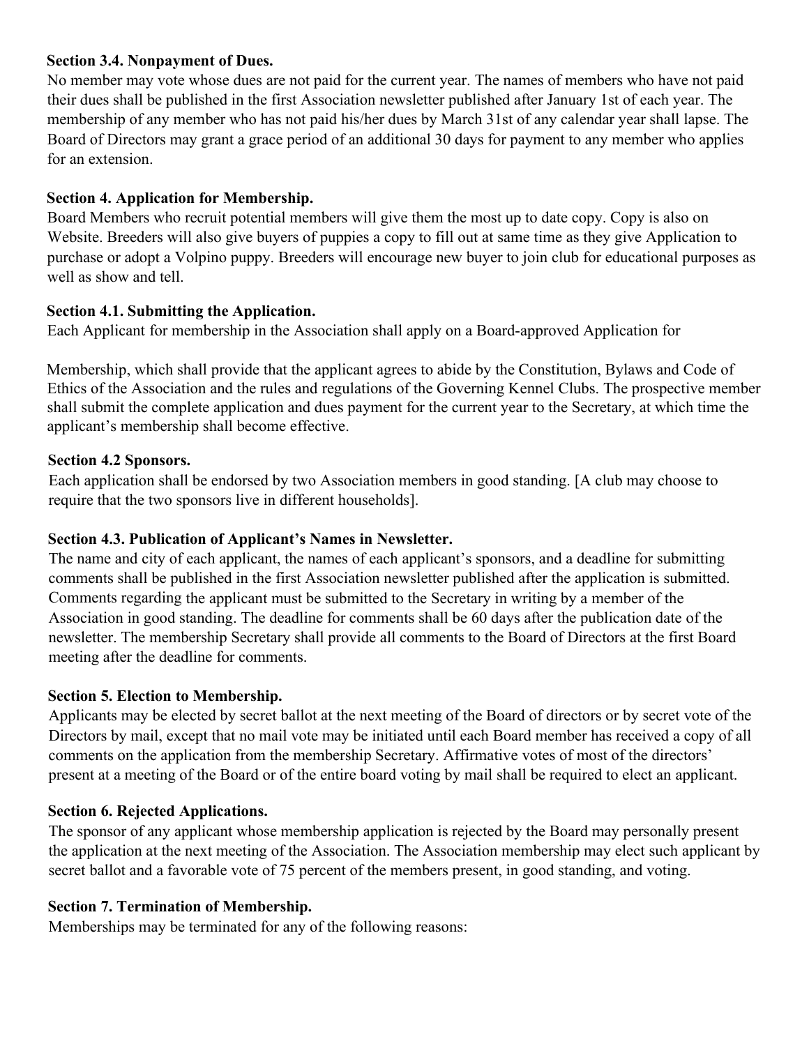**Section 3.4. Nonpayment of Dues.**

No member may vote whose dues are not paid for the current year. The names of members who have not paid their dues shall be published in the first Association newsletter published after January 1st of each year. The membership of any member who has not paid his/her dues by March 31st of any calendar year shall lapse. The Board of Directors may grant a grace period of an additional 30 days for payment to any member who applies for an extension.

**Section 4. Application for Membership.**

Board Members who recruit potential members will give them the most up to date copy. Copy is also on Website. Breeders will also give buyers of puppies a copy to fill out at same time as they give Application to purchase or adopt a Volpino puppy. Breeders will encourage new buyer to join club for educational purposes as well as show and tell.

**Section 4.1. Submitting the Application.**

Each Applicant for membership in the Association shall apply on a Board-approved Application for Membership, which shall provide that the applicant agrees to abide by the Constitution, Bylaws and Code of Ethics of the Association and the rules and regulations of the Governing Kennel Clubs. The prospective member shall submit the complete application and dues payment for the current year to the Secretary, at which time the applicant's membership shall become effective.

**Section 4.2 Sponsors.**

Each application shall be endorsed by two Association members in good standing. [A club may choose to require that the two sponsors live in different households].

**Section 4.3. Publication of Applicant's Names in Newsletter.**

The name and city of each applicant, the names of each applicant's sponsors, and a deadline for submitting comments shall be published in the first Association newsletter published after the application is submitted. Comments regarding the applicant must be submitted to the Secretary in writing by a member of the Association in good standing. The deadline for comments shall be 60 days after the publication date of the newsletter. The membership Secretary shall provide all comments to the Board of Directors at the first Board meeting after the deadline for comments.

**Section 5. Election to Membership.**

Applicants may be elected by secret ballot at the next meeting of the Board of directors or by secret vote of the Directors by mail, except that no mail vote may be initiated until each Board member has received a copy of all comments on the application from the membership Secretary. Affirmative votes of most of the directors' present at a meeting of the Board or of the entire board voting by mail shall be required to elect an applicant.

**Section 6. Rejected Applications.**

The sponsor of any applicant whose membership application is rejected by the Board may personally present the application at the next meeting of the Association. The Association membership may elect such applicant by secret ballot and a favorable vote of 75 percent of the members present, in good standing, and voting.

**Section 7. Termination of Membership.**

Memberships may be terminated for any of the following reasons: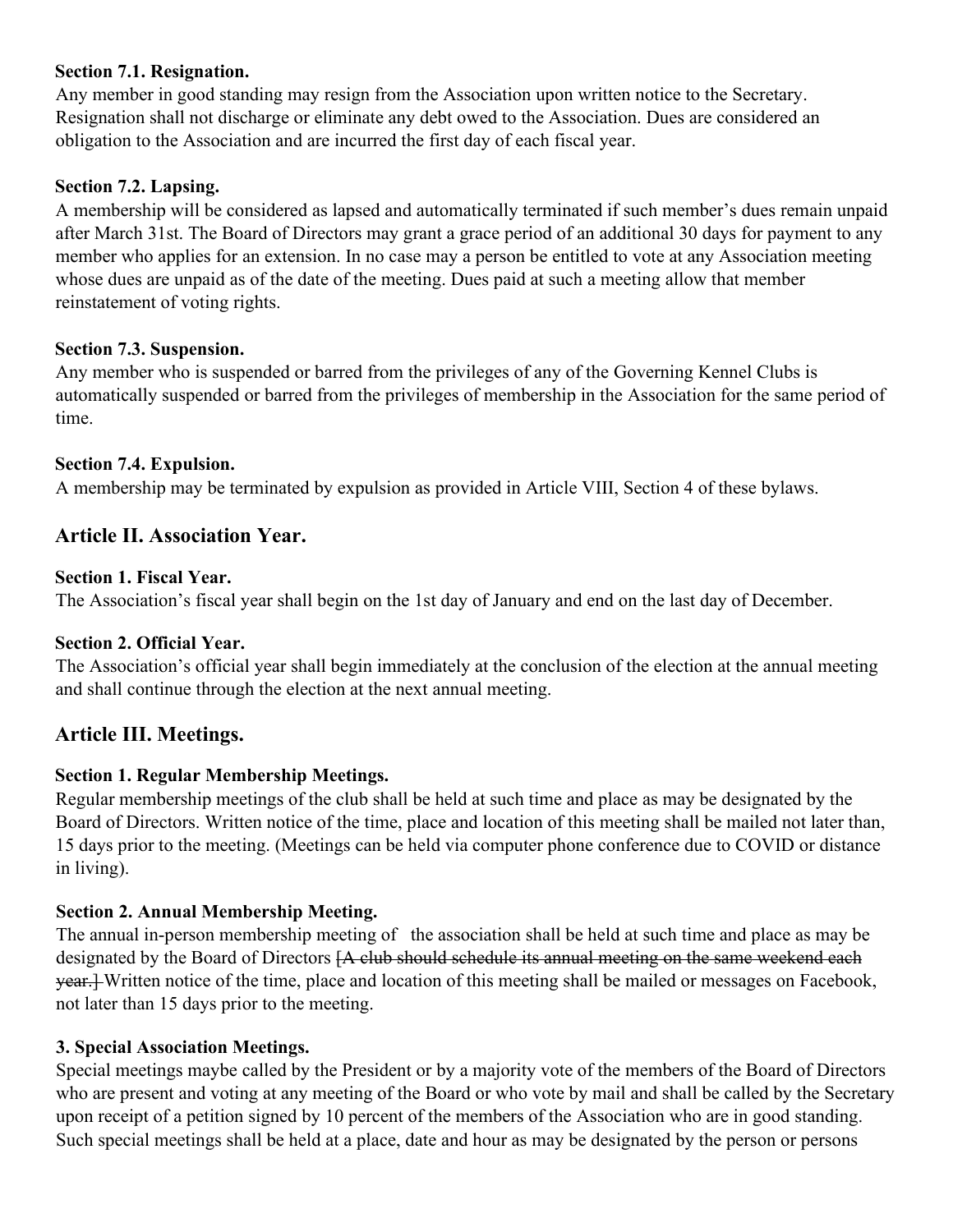**Section 7.1. Resignation.**
Any member in good standing may resign from the Association upon written notice to the Secretary. Resignation shall not discharge or eliminate any debt owed to the Association. Dues are considered an obligation to the Association and are incurred the first day of each fiscal year.

**Section 7.2. Lapsing.**
A membership will be considered as lapsed and automatically terminated if such member's dues remain unpaid after March 31st. The Board of Directors may grant a grace period of an additional 30 days for payment to any member who applies for an extension. In no case may a person be entitled to vote at any Association meeting whose dues are unpaid as of the date of the meeting. Dues paid at such a meeting allow that member reinstatement of voting rights.

**Section 7.3. Suspension.**
Any member who is suspended or barred from the privileges of any of the Governing Kennel Clubs is automatically suspended or barred from the privileges of membership in the Association for the same period of time.

**Section 7.4. Expulsion.**
A membership may be terminated by expulsion as provided in Article VIII, Section 4 of these bylaws.

## Article II. Association Year.

**Section 1. Fiscal Year.**
The Association's fiscal year shall begin on the 1st day of January and end on the last day of December.

**Section 2. Official Year.**
The Association's official year shall begin immediately at the conclusion of the election at the annual meeting and shall continue through the election at the next annual meeting.

## Article III. Meetings.

**Section 1. Regular Membership Meetings.**
Regular membership meetings of the club shall be held at such time and place as may be designated by the Board of Directors. Written notice of the time, place and location of this meeting shall be mailed not later than, 15 days prior to the meeting. (Meetings can be held via computer phone conference due to COVID or distance in living).

**Section 2. Annual Membership Meeting.**
The annual in-person membership meeting of the association shall be held at such time and place as may be designated by the Board of Directors ~~[A club should schedule its annual meeting on the same weekend each year.]~~ Written notice of the time, place and location of this meeting shall be mailed or messages on Facebook, not later than 15 days prior to the meeting.

**3. Special Association Meetings.**
Special meetings maybe called by the President or by a majority vote of the members of the Board of Directors who are present and voting at any meeting of the Board or who vote by mail and shall be called by the Secretary upon receipt of a petition signed by 10 percent of the members of the Association who are in good standing. Such special meetings shall be held at a place, date and hour as may be designated by the person or persons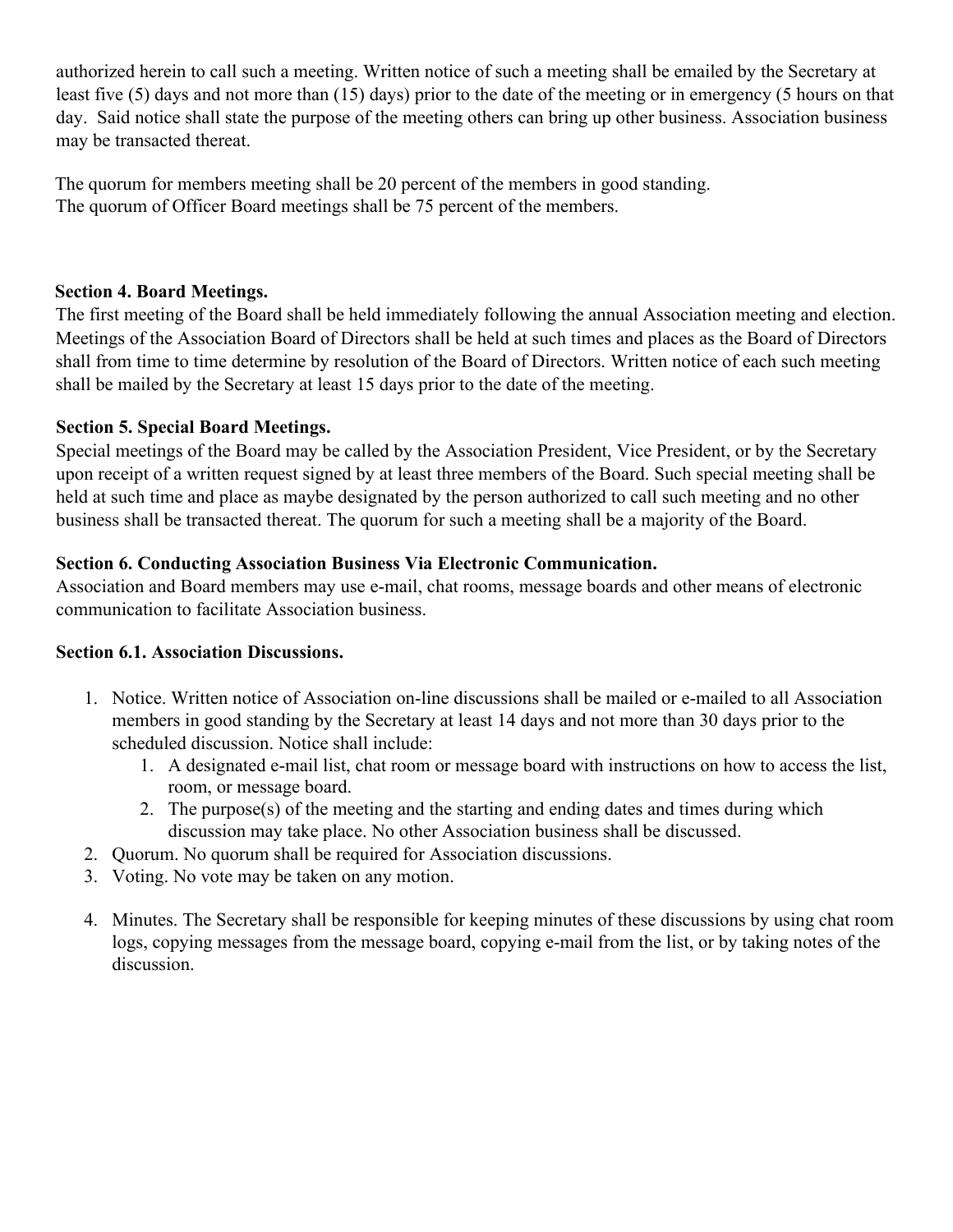authorized herein to call such a meeting. Written notice of such a meeting shall be emailed by the Secretary at least five (5) days and not more than (15) days) prior to the date of the meeting or in emergency (5 hours on that day. Said notice shall state the purpose of the meeting others can bring up other business. Association business may be transacted thereat.

The quorum for members meeting shall be 20 percent of the members in good standing.
The quorum of Officer Board meetings shall be 75 percent of the members.

**Section 4. Board Meetings.**
The first meeting of the Board shall be held immediately following the annual Association meeting and election. Meetings of the Association Board of Directors shall be held at such times and places as the Board of Directors shall from time to time determine by resolution of the Board of Directors. Written notice of each such meeting shall be mailed by the Secretary at least 15 days prior to the date of the meeting.

**Section 5. Special Board Meetings.**
Special meetings of the Board may be called by the Association President, Vice President, or by the Secretary upon receipt of a written request signed by at least three members of the Board. Such special meeting shall be held at such time and place as maybe designated by the person authorized to call such meeting and no other business shall be transacted thereat. The quorum for such a meeting shall be a majority of the Board.

**Section 6. Conducting Association Business Via Electronic Communication.**
Association and Board members may use e-mail, chat rooms, message boards and other means of electronic communication to facilitate Association business.

**Section 6.1. Association Discussions.**

1. Notice. Written notice of Association on-line discussions shall be mailed or e-mailed to all Association members in good standing by the Secretary at least 14 days and not more than 30 days prior to the scheduled discussion. Notice shall include:
    1. A designated e-mail list, chat room or message board with instructions on how to access the list, room, or message board.
    2. The purpose(s) of the meeting and the starting and ending dates and times during which discussion may take place. No other Association business shall be discussed.
2. Quorum. No quorum shall be required for Association discussions.
3. Voting. No vote may be taken on any motion.
4. Minutes. The Secretary shall be responsible for keeping minutes of these discussions by using chat room logs, copying messages from the message board, copying e-mail from the list, or by taking notes of the discussion.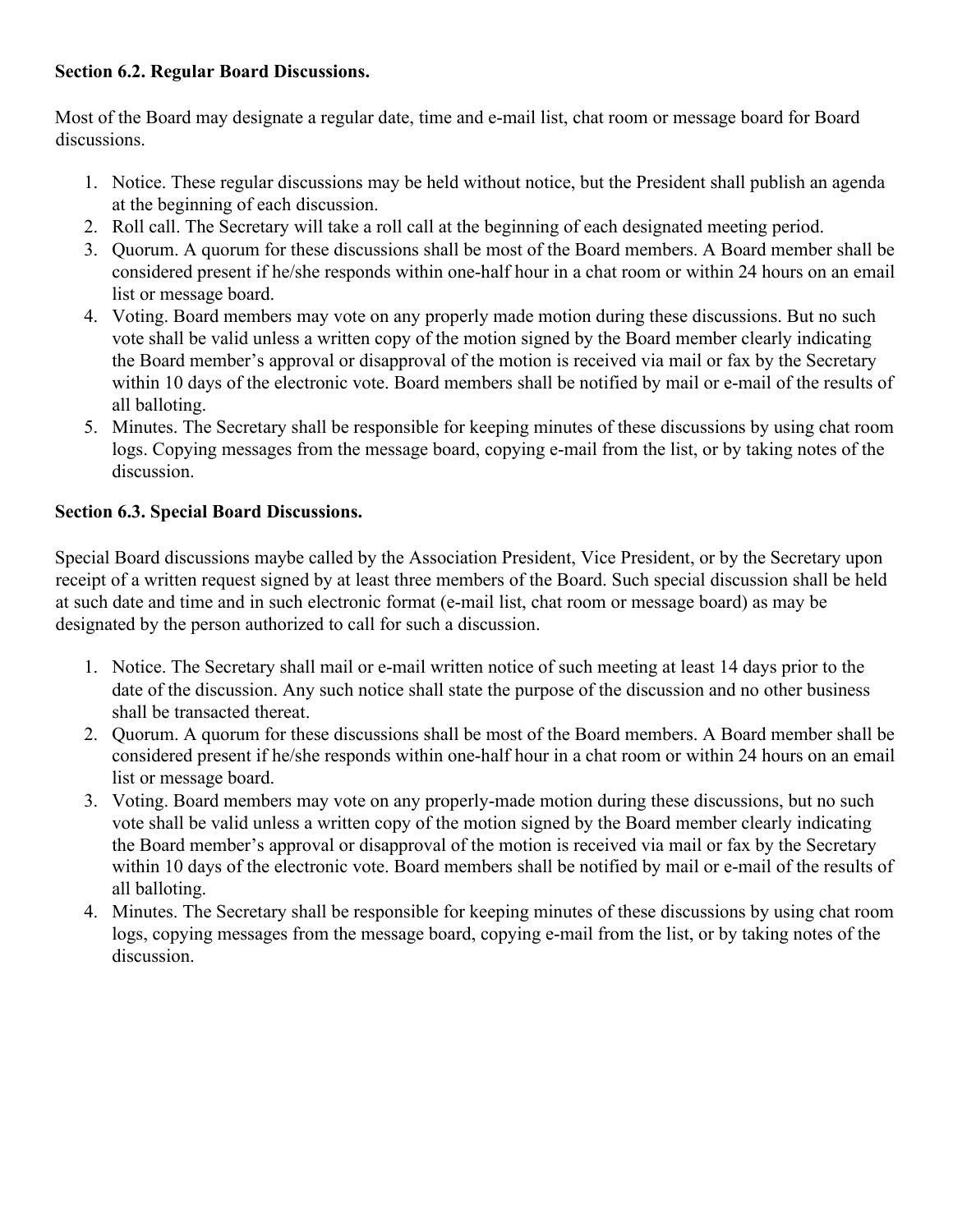**Section 6.2. Regular Board Discussions.**

Most of the Board may designate a regular date, time and e-mail list, chat room or message board for Board discussions.

1. Notice. These regular discussions may be held without notice, but the President shall publish an agenda at the beginning of each discussion.
2. Roll call. The Secretary will take a roll call at the beginning of each designated meeting period.
3. Quorum. A quorum for these discussions shall be most of the Board members. A Board member shall be considered present if he/she responds within one-half hour in a chat room or within 24 hours on an email list or message board.
4. Voting. Board members may vote on any properly made motion during these discussions. But no such vote shall be valid unless a written copy of the motion signed by the Board member clearly indicating the Board member's approval or disapproval of the motion is received via mail or fax by the Secretary within 10 days of the electronic vote. Board members shall be notified by mail or e-mail of the results of all balloting.
5. Minutes. The Secretary shall be responsible for keeping minutes of these discussions by using chat room logs. Copying messages from the message board, copying e-mail from the list, or by taking notes of the discussion.

**Section 6.3. Special Board Discussions.**

Special Board discussions maybe called by the Association President, Vice President, or by the Secretary upon receipt of a written request signed by at least three members of the Board. Such special discussion shall be held at such date and time and in such electronic format (e-mail list, chat room or message board) as may be designated by the person authorized to call for such a discussion.

1. Notice. The Secretary shall mail or e-mail written notice of such meeting at least 14 days prior to the date of the discussion. Any such notice shall state the purpose of the discussion and no other business shall be transacted thereat.
2. Quorum. A quorum for these discussions shall be most of the Board members. A Board member shall be considered present if he/she responds within one-half hour in a chat room or within 24 hours on an email list or message board.
3. Voting. Board members may vote on any properly-made motion during these discussions, but no such vote shall be valid unless a written copy of the motion signed by the Board member clearly indicating the Board member's approval or disapproval of the motion is received via mail or fax by the Secretary within 10 days of the electronic vote. Board members shall be notified by mail or e-mail of the results of all balloting.
4. Minutes. The Secretary shall be responsible for keeping minutes of these discussions by using chat room logs, copying messages from the message board, copying e-mail from the list, or by taking notes of the discussion.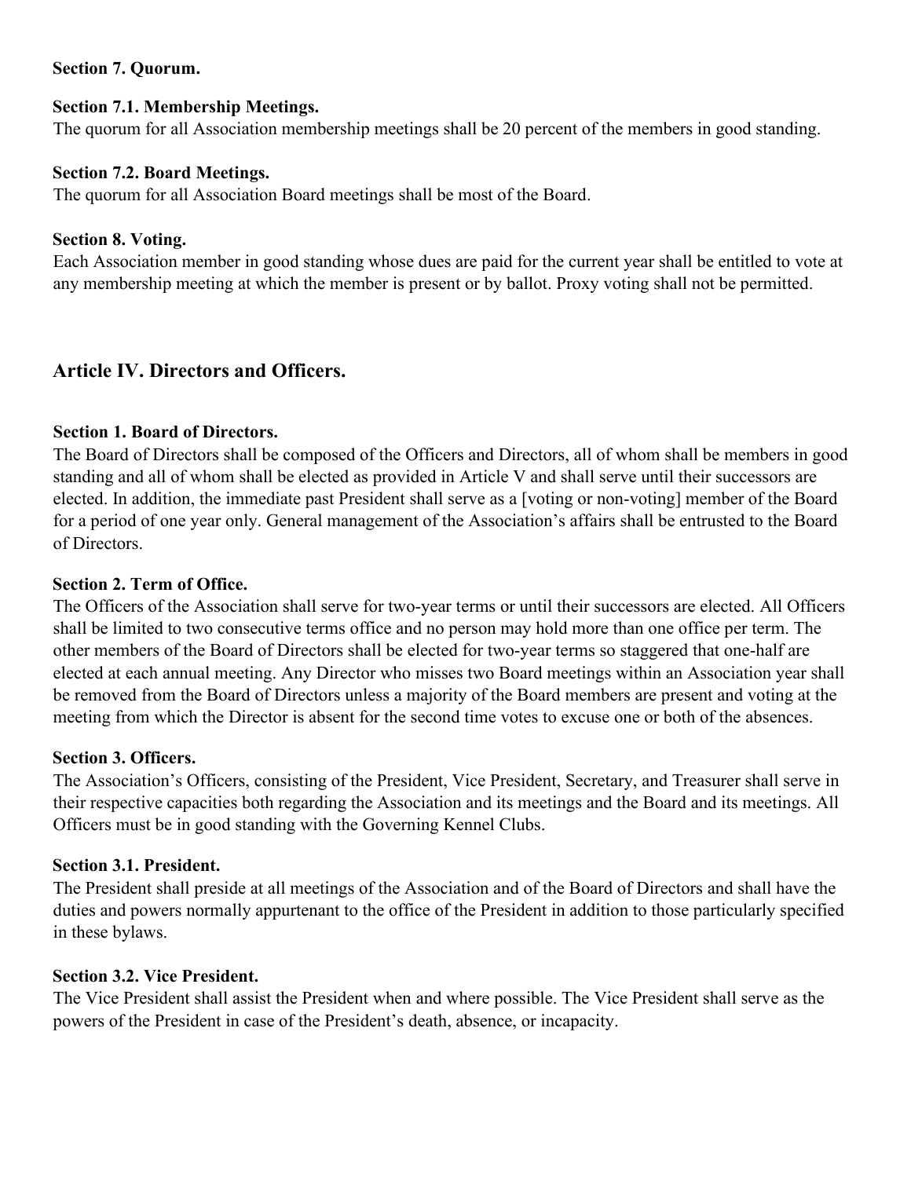**Section 7. Quorum.**

**Section 7.1. Membership Meetings.**
The quorum for all Association membership meetings shall be 20 percent of the members in good standing.

**Section 7.2. Board Meetings.**
The quorum for all Association Board meetings shall be most of the Board.

**Section 8. Voting.**
Each Association member in good standing whose dues are paid for the current year shall be entitled to vote at any membership meeting at which the member is present or by ballot. Proxy voting shall not be permitted.

## Article IV. Directors and Officers.

**Section 1. Board of Directors.**
The Board of Directors shall be composed of the Officers and Directors, all of whom shall be members in good standing and all of whom shall be elected as provided in Article V and shall serve until their successors are elected. In addition, the immediate past President shall serve as a [voting or non-voting] member of the Board for a period of one year only. General management of the Association's affairs shall be entrusted to the Board of Directors.

**Section 2. Term of Office.**
The Officers of the Association shall serve for two-year terms or until their successors are elected. All Officers shall be limited to two consecutive terms office and no person may hold more than one office per term. The other members of the Board of Directors shall be elected for two-year terms so staggered that one-half are elected at each annual meeting. Any Director who misses two Board meetings within an Association year shall be removed from the Board of Directors unless a majority of the Board members are present and voting at the meeting from which the Director is absent for the second time votes to excuse one or both of the absences.

**Section 3. Officers.**
The Association's Officers, consisting of the President, Vice President, Secretary, and Treasurer shall serve in their respective capacities both regarding the Association and its meetings and the Board and its meetings. All Officers must be in good standing with the Governing Kennel Clubs.

**Section 3.1. President.**
The President shall preside at all meetings of the Association and of the Board of Directors and shall have the duties and powers normally appurtenant to the office of the President in addition to those particularly specified in these bylaws.

**Section 3.2. Vice President.**
The Vice President shall assist the President when and where possible. The Vice President shall serve as the powers of the President in case of the President's death, absence, or incapacity.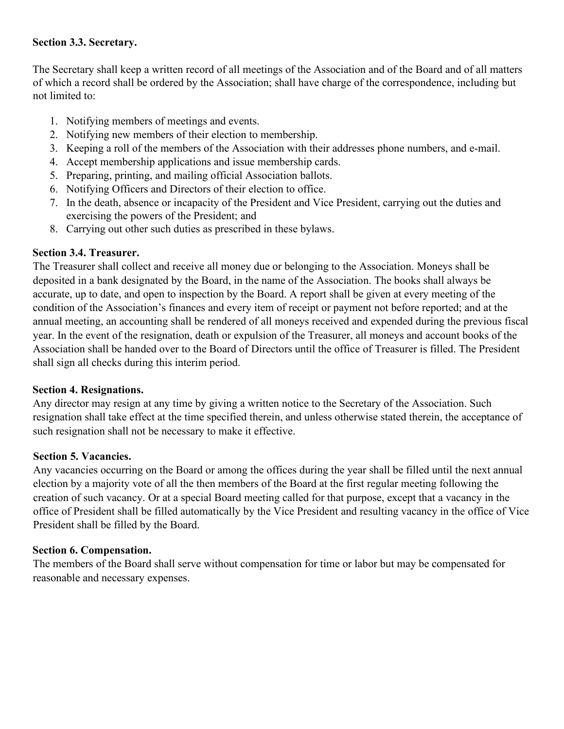**Section 3.3. Secretary.**

The Secretary shall keep a written record of all meetings of the Association and of the Board and of all matters of which a record shall be ordered by the Association; shall have charge of the correspondence, including but not limited to:

1. Notifying members of meetings and events.
2. Notifying new members of their election to membership.
3. Keeping a roll of the members of the Association with their addresses phone numbers, and e-mail.
4. Accept membership applications and issue membership cards.
5. Preparing, printing, and mailing official Association ballots.
6. Notifying Officers and Directors of their election to office.
7. In the death, absence or incapacity of the President and Vice President, carrying out the duties and exercising the powers of the President; and
8. Carrying out other such duties as prescribed in these bylaws.

**Section 3.4. Treasurer.**

The Treasurer shall collect and receive all money due or belonging to the Association. Moneys shall be deposited in a bank designated by the Board, in the name of the Association. The books shall always be accurate, up to date, and open to inspection by the Board. A report shall be given at every meeting of the condition of the Association's finances and every item of receipt or payment not before reported; and at the annual meeting, an accounting shall be rendered of all moneys received and expended during the previous fiscal year. In the event of the resignation, death or expulsion of the Treasurer, all moneys and account books of the Association shall be handed over to the Board of Directors until the office of Treasurer is filled. The President shall sign all checks during this interim period.

**Section 4. Resignations.**

Any director may resign at any time by giving a written notice to the Secretary of the Association. Such resignation shall take effect at the time specified therein, and unless otherwise stated therein, the acceptance of such resignation shall not be necessary to make it effective.

**Section 5. Vacancies.**

Any vacancies occurring on the Board or among the offices during the year shall be filled until the next annual election by a majority vote of all the then members of the Board at the first regular meeting following the creation of such vacancy. Or at a special Board meeting called for that purpose, except that a vacancy in the office of President shall be filled automatically by the Vice President and resulting vacancy in the office of Vice President shall be filled by the Board.

**Section 6. Compensation.**

The members of the Board shall serve without compensation for time or labor but may be compensated for reasonable and necessary expenses.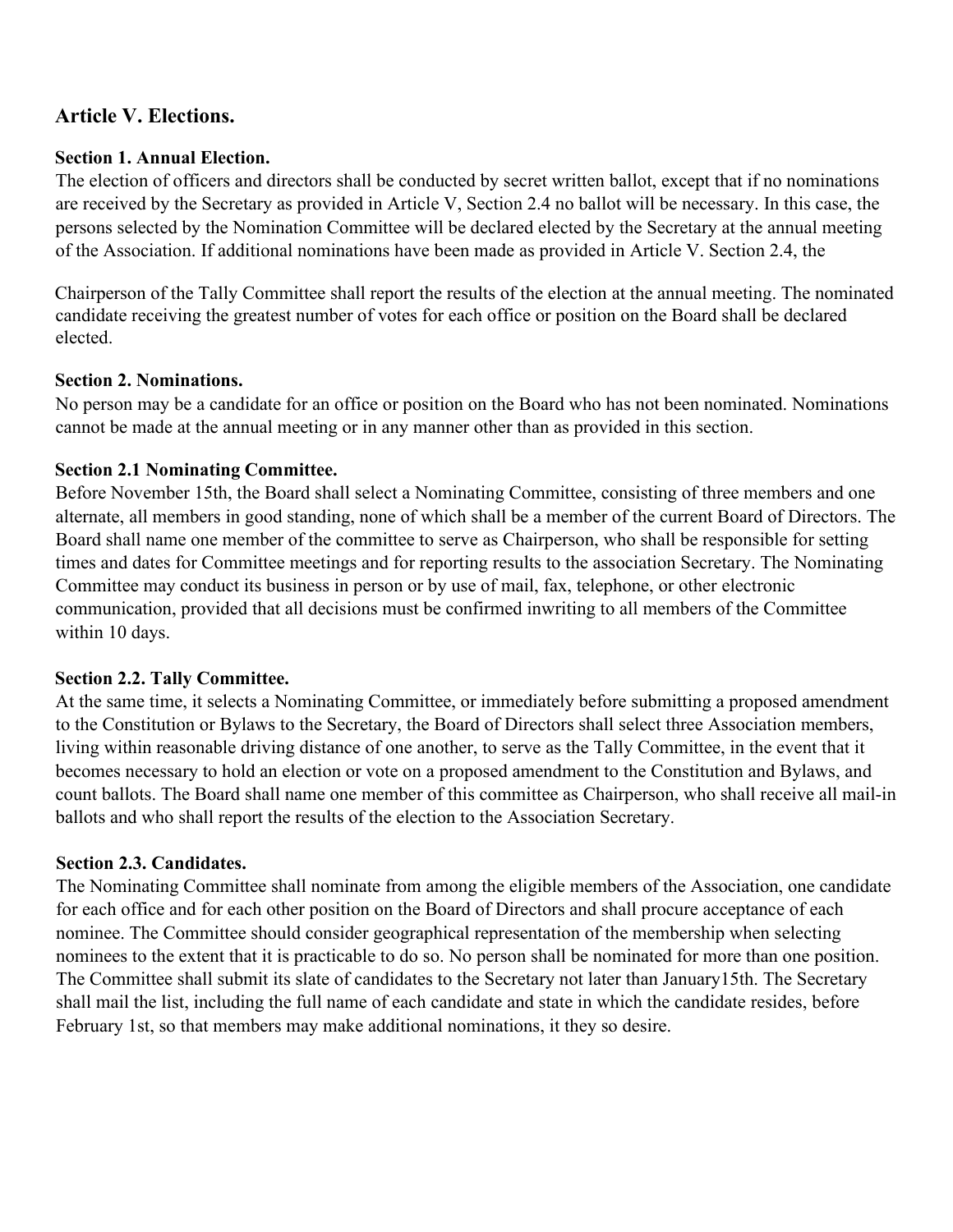## Article V. Elections.

### Section 1. Annual Election.

The election of officers and directors shall be conducted by secret written ballot, except that if no nominations are received by the Secretary as provided in Article V, Section 2.4 no ballot will be necessary. In this case, the persons selected by the Nomination Committee will be declared elected by the Secretary at the annual meeting of the Association. If additional nominations have been made as provided in Article V. Section 2.4, the

Chairperson of the Tally Committee shall report the results of the election at the annual meeting. The nominated candidate receiving the greatest number of votes for each office or position on the Board shall be declared elected.

### Section 2. Nominations.

No person may be a candidate for an office or position on the Board who has not been nominated. Nominations cannot be made at the annual meeting or in any manner other than as provided in this section.

### Section 2.1 Nominating Committee.

Before November 15th, the Board shall select a Nominating Committee, consisting of three members and one alternate, all members in good standing, none of which shall be a member of the current Board of Directors. The Board shall name one member of the committee to serve as Chairperson, who shall be responsible for setting times and dates for Committee meetings and for reporting results to the association Secretary. The Nominating Committee may conduct its business in person or by use of mail, fax, telephone, or other electronic communication, provided that all decisions must be confirmed inwriting to all members of the Committee within 10 days.

### Section 2.2. Tally Committee.

At the same time, it selects a Nominating Committee, or immediately before submitting a proposed amendment to the Constitution or Bylaws to the Secretary, the Board of Directors shall select three Association members, living within reasonable driving distance of one another, to serve as the Tally Committee, in the event that it becomes necessary to hold an election or vote on a proposed amendment to the Constitution and Bylaws, and count ballots. The Board shall name one member of this committee as Chairperson, who shall receive all mail-in ballots and who shall report the results of the election to the Association Secretary.

### Section 2.3. Candidates.

The Nominating Committee shall nominate from among the eligible members of the Association, one candidate for each office and for each other position on the Board of Directors and shall procure acceptance of each nominee. The Committee should consider geographical representation of the membership when selecting nominees to the extent that it is practicable to do so. No person shall be nominated for more than one position. The Committee shall submit its slate of candidates to the Secretary not later than January15th. The Secretary shall mail the list, including the full name of each candidate and state in which the candidate resides, before February 1st, so that members may make additional nominations, it they so desire.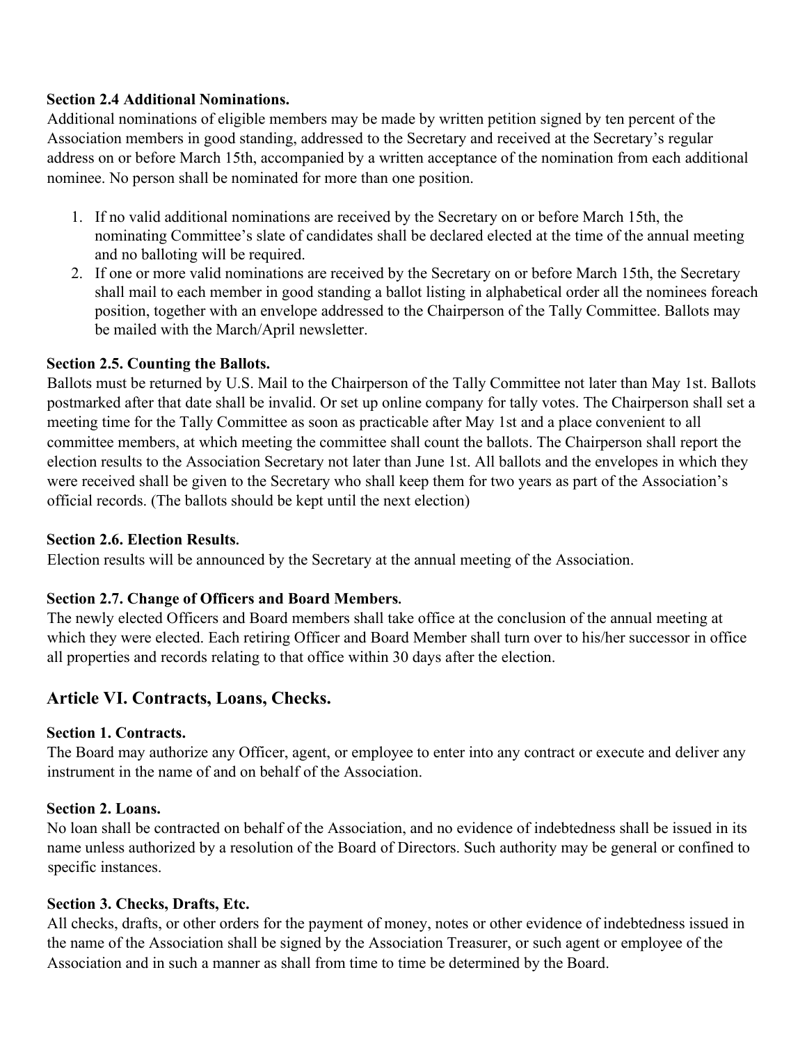**Section 2.4 Additional Nominations.**
Additional nominations of eligible members may be made by written petition signed by ten percent of the Association members in good standing, addressed to the Secretary and received at the Secretary's regular address on or before March 15th, accompanied by a written acceptance of the nomination from each additional nominee. No person shall be nominated for more than one position.

1. If no valid additional nominations are received by the Secretary on or before March 15th, the nominating Committee's slate of candidates shall be declared elected at the time of the annual meeting and no balloting will be required.
2. If one or more valid nominations are received by the Secretary on or before March 15th, the Secretary shall mail to each member in good standing a ballot listing in alphabetical order all the nominees foreach position, together with an envelope addressed to the Chairperson of the Tally Committee. Ballots may be mailed with the March/April newsletter.

**Section 2.5. Counting the Ballots.**
Ballots must be returned by U.S. Mail to the Chairperson of the Tally Committee not later than May 1st. Ballots postmarked after that date shall be invalid. Or set up online company for tally votes. The Chairperson shall set a meeting time for the Tally Committee as soon as practicable after May 1st and a place convenient to all committee members, at which meeting the committee shall count the ballots. The Chairperson shall report the election results to the Association Secretary not later than June 1st. All ballots and the envelopes in which they were received shall be given to the Secretary who shall keep them for two years as part of the Association's official records. (The ballots should be kept until the next election)

**Section 2.6. Election Results.**
Election results will be announced by the Secretary at the annual meeting of the Association.

**Section 2.7. Change of Officers and Board Members.**
The newly elected Officers and Board members shall take office at the conclusion of the annual meeting at which they were elected. Each retiring Officer and Board Member shall turn over to his/her successor in office all properties and records relating to that office within 30 days after the election.

## Article VI. Contracts, Loans, Checks.

**Section 1. Contracts.**
The Board may authorize any Officer, agent, or employee to enter into any contract or execute and deliver any instrument in the name of and on behalf of the Association.

**Section 2. Loans.**
No loan shall be contracted on behalf of the Association, and no evidence of indebtedness shall be issued in its name unless authorized by a resolution of the Board of Directors. Such authority may be general or confined to specific instances.

**Section 3. Checks, Drafts, Etc.**
All checks, drafts, or other orders for the payment of money, notes or other evidence of indebtedness issued in the name of the Association shall be signed by the Association Treasurer, or such agent or employee of the Association and in such a manner as shall from time to time be determined by the Board.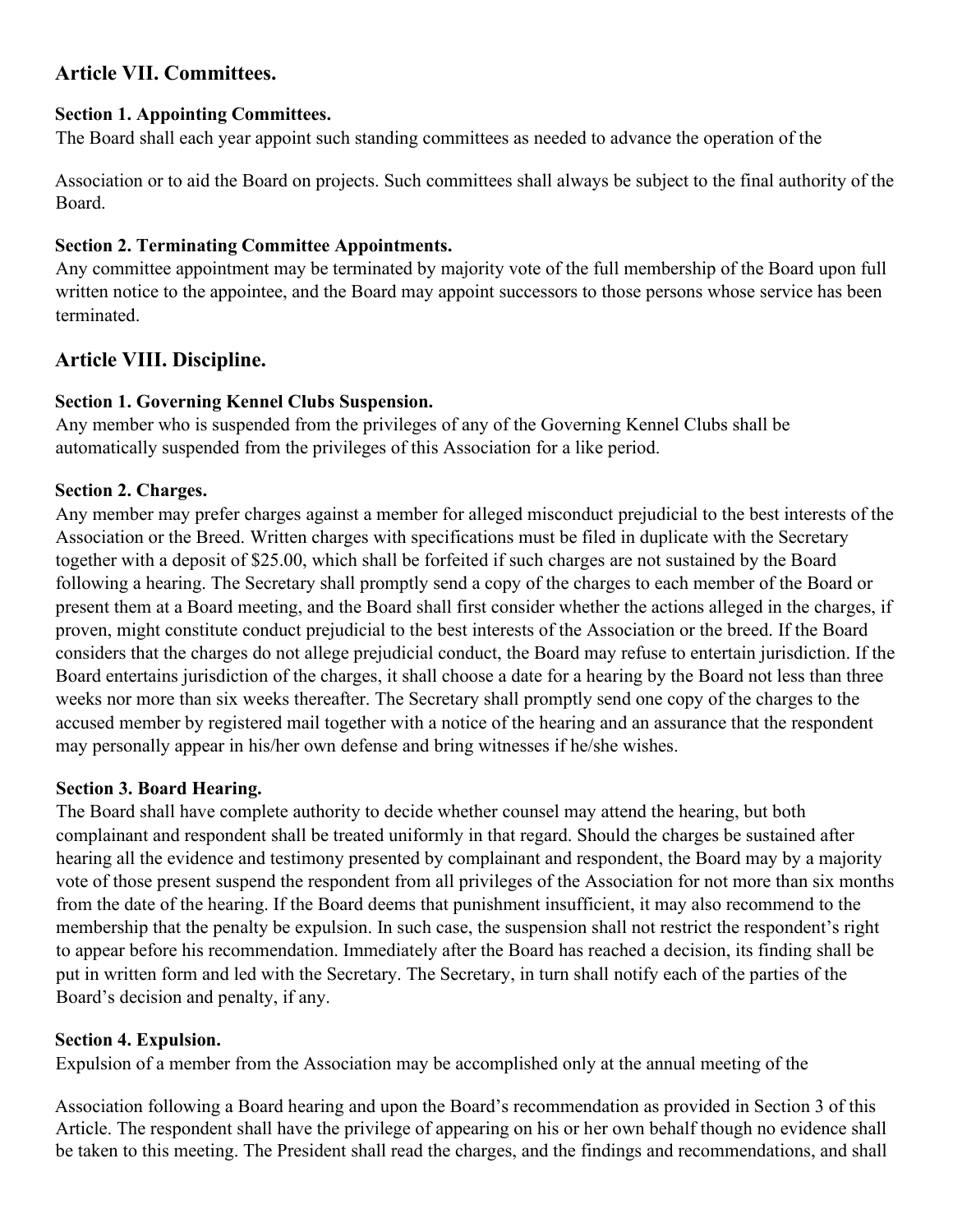## Article VII. Committees.

### Section 1. Appointing Committees.

The Board shall each year appoint such standing committees as needed to advance the operation of the

Association or to aid the Board on projects. Such committees shall always be subject to the final authority of the Board.

### Section 2. Terminating Committee Appointments.

Any committee appointment may be terminated by majority vote of the full membership of the Board upon full written notice to the appointee, and the Board may appoint successors to those persons whose service has been terminated.

## Article VIII. Discipline.

### Section 1. Governing Kennel Clubs Suspension.

Any member who is suspended from the privileges of any of the Governing Kennel Clubs shall be automatically suspended from the privileges of this Association for a like period.

### Section 2. Charges.

Any member may prefer charges against a member for alleged misconduct prejudicial to the best interests of the Association or the Breed. Written charges with specifications must be filed in duplicate with the Secretary together with a deposit of $25.00, which shall be forfeited if such charges are not sustained by the Board following a hearing. The Secretary shall promptly send a copy of the charges to each member of the Board or present them at a Board meeting, and the Board shall first consider whether the actions alleged in the charges, if proven, might constitute conduct prejudicial to the best interests of the Association or the breed. If the Board considers that the charges do not allege prejudicial conduct, the Board may refuse to entertain jurisdiction. If the Board entertains jurisdiction of the charges, it shall choose a date for a hearing by the Board not less than three weeks nor more than six weeks thereafter. The Secretary shall promptly send one copy of the charges to the accused member by registered mail together with a notice of the hearing and an assurance that the respondent may personally appear in his/her own defense and bring witnesses if he/she wishes.

### Section 3. Board Hearing.

The Board shall have complete authority to decide whether counsel may attend the hearing, but both complainant and respondent shall be treated uniformly in that regard. Should the charges be sustained after hearing all the evidence and testimony presented by complainant and respondent, the Board may by a majority vote of those present suspend the respondent from all privileges of the Association for not more than six months from the date of the hearing. If the Board deems that punishment insufficient, it may also recommend to the membership that the penalty be expulsion. In such case, the suspension shall not restrict the respondent's right to appear before his recommendation. Immediately after the Board has reached a decision, its finding shall be put in written form and led with the Secretary. The Secretary, in turn shall notify each of the parties of the Board's decision and penalty, if any.

### Section 4. Expulsion.

Expulsion of a member from the Association may be accomplished only at the annual meeting of the

Association following a Board hearing and upon the Board's recommendation as provided in Section 3 of this Article. The respondent shall have the privilege of appearing on his or her own behalf though no evidence shall be taken to this meeting. The President shall read the charges, and the findings and recommendations, and shall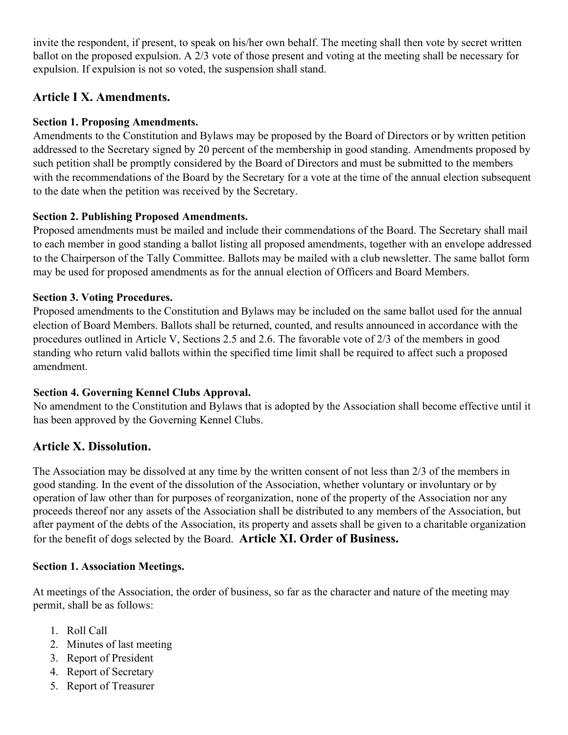invite the respondent, if present, to speak on his/her own behalf. The meeting shall then vote by secret written ballot on the proposed expulsion. A 2/3 vote of those present and voting at the meeting shall be necessary for expulsion. If expulsion is not so voted, the suspension shall stand.

## Article I X. Amendments.

### Section 1. Proposing Amendments.

Amendments to the Constitution and Bylaws may be proposed by the Board of Directors or by written petition addressed to the Secretary signed by 20 percent of the membership in good standing. Amendments proposed by such petition shall be promptly considered by the Board of Directors and must be submitted to the members with the recommendations of the Board by the Secretary for a vote at the time of the annual election subsequent to the date when the petition was received by the Secretary.

### Section 2. Publishing Proposed Amendments.

Proposed amendments must be mailed and include their commendations of the Board. The Secretary shall mail to each member in good standing a ballot listing all proposed amendments, together with an envelope addressed to the Chairperson of the Tally Committee. Ballots may be mailed with a club newsletter. The same ballot form may be used for proposed amendments as for the annual election of Officers and Board Members.

### Section 3. Voting Procedures.

Proposed amendments to the Constitution and Bylaws may be included on the same ballot used for the annual election of Board Members. Ballots shall be returned, counted, and results announced in accordance with the procedures outlined in Article V, Sections 2.5 and 2.6. The favorable vote of 2/3 of the members in good standing who return valid ballots within the specified time limit shall be required to affect such a proposed amendment.

### Section 4. Governing Kennel Clubs Approval.

No amendment to the Constitution and Bylaws that is adopted by the Association shall become effective until it has been approved by the Governing Kennel Clubs.

## Article X. Dissolution.

The Association may be dissolved at any time by the written consent of not less than 2/3 of the members in good standing. In the event of the dissolution of the Association, whether voluntary or involuntary or by operation of law other than for purposes of reorganization, none of the property of the Association nor any proceeds thereof nor any assets of the Association shall be distributed to any members of the Association, but after payment of the debts of the Association, its property and assets shall be given to a charitable organization for the benefit of dogs selected by the Board.

## Article XI. Order of Business.

### Section 1. Association Meetings.

At meetings of the Association, the order of business, so far as the character and nature of the meeting may permit, shall be as follows:

1. Roll Call
2. Minutes of last meeting
3. Report of President
4. Report of Secretary
5. Report of Treasurer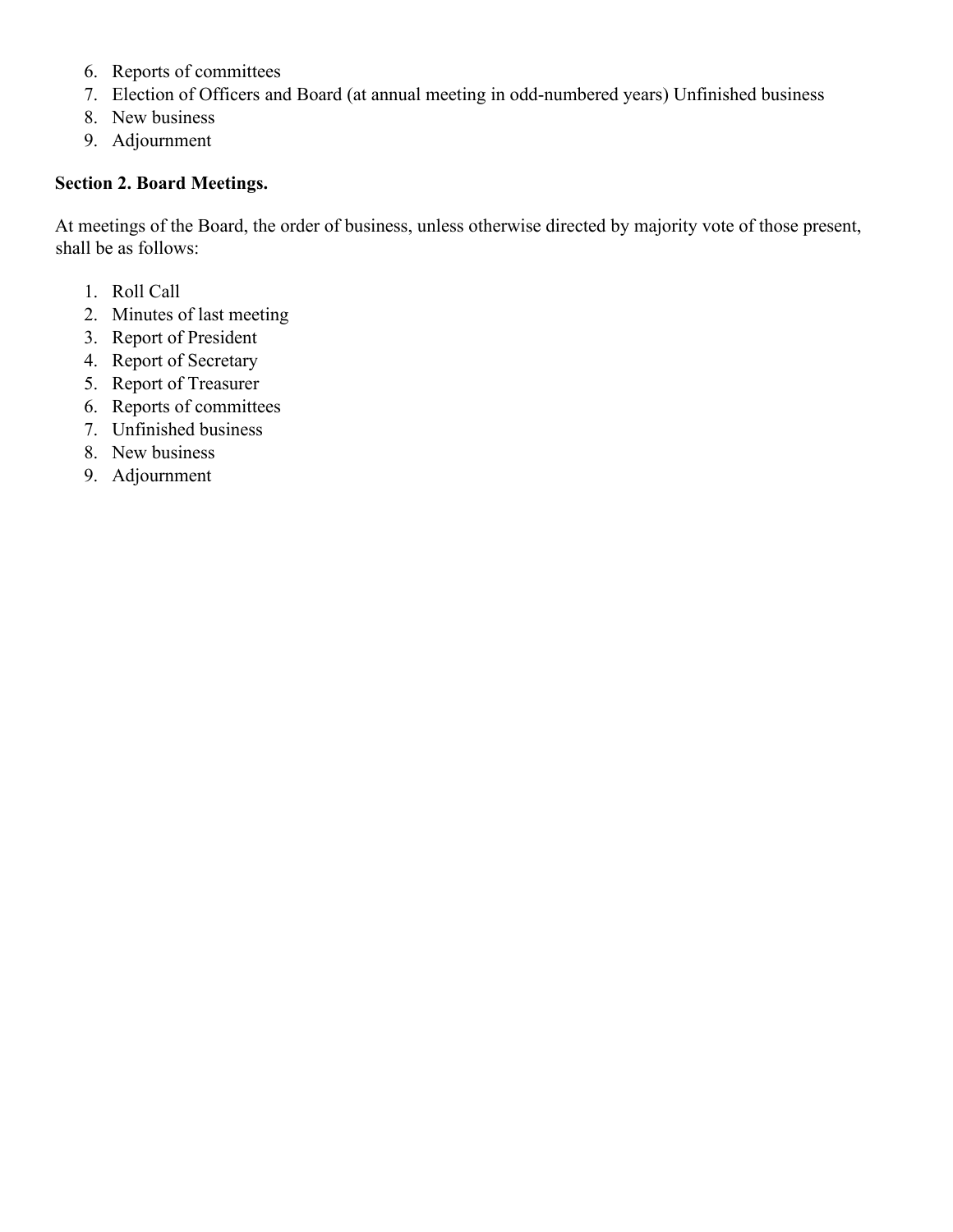6. Reports of committees
7. Election of Officers and Board (at annual meeting in odd-numbered years) Unfinished business
8. New business
9. Adjournment

**Section 2. Board Meetings.**

At meetings of the Board, the order of business, unless otherwise directed by majority vote of those present, shall be as follows:

1. Roll Call
2. Minutes of last meeting
3. Report of President
4. Report of Secretary
5. Report of Treasurer
6. Reports of committees
7. Unfinished business
8. New business
9. Adjournment